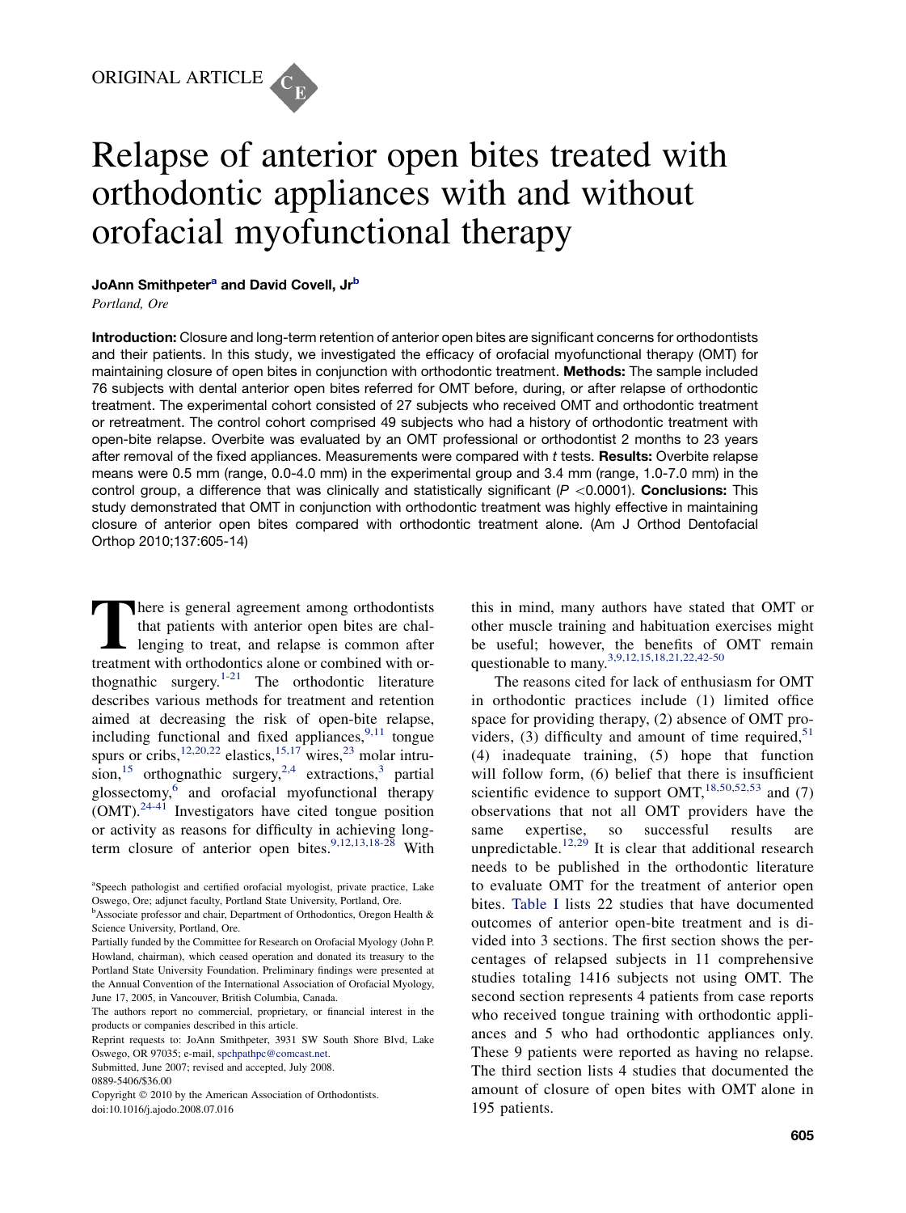ORIGINAL ARTICLE

# Relapse of anterior open bites treated with orthodontic appliances with and without orofacial myofunctional therapy

**JoAnn Smithpeter[a] and David Covell, Jr[b]**

*Portland, Ore*

**Introduction:** Closure and long-term retention of anterior open bites are significant concerns for orthodontists and their patients. In this study, we investigated the efficacy of orofacial myofunctional therapy (OMT) for maintaining closure of open bites in conjunction with orthodontic treatment. **Methods:** The sample included 76 subjects with dental anterior open bites referred for OMT before, during, or after relapse of orthodontic treatment. The experimental cohort consisted of 27 subjects who received OMT and orthodontic treatment or retreatment. The control cohort comprised 49 subjects who had a history of orthodontic treatment with open-bite relapse. Overbite was evaluated by an OMT professional or orthodontist 2 months to 23 years after removal of the fixed appliances. Measurements were compared with *t* tests. **Results:** Overbite relapse means were 0.5 mm (range, 0.0-4.0 mm) in the experimental group and 3.4 mm (range, 1.0-7.0 mm) in the control group, a difference that was clinically and statistically significant ($P < 0.0001$). **Conclusions:** This study demonstrated that OMT in conjunction with orthodontic treatment was highly effective in maintaining closure of anterior open bites compared with orthodontic treatment alone. (Am J Orthod Dentofacial Orthop 2010;137:605-14)

There is general agreement among orthodontists that patients with anterior open bites are challenging to treat, and relapse is common after treatment with orthodontics alone or combined with orthognathic surgery.[1-21] The orthodontic literature describes various methods for treatment and retention aimed at decreasing the risk of open-bite relapse, including functional and fixed appliances,[9,11] tongue spurs or cribs,[12,20,22] elastics,[15,17] wires,[23] molar intrusion,[15] orthognathic surgery,[2,4] extractions,[3] partial glossectomy,[6] and orofacial myofunctional therapy (OMT).[24-41] Investigators have cited tongue position or activity as reasons for difficulty in achieving long-term closure of anterior open bites.[9,12,13,18-28] With this in mind, many authors have stated that OMT or other muscle training and habituation exercises might be useful; however, the benefits of OMT remain questionable to many.[3,9,12,15,18,21,22,42-50]

The reasons cited for lack of enthusiasm for OMT in orthodontic practices include (1) limited office space for providing therapy, (2) absence of OMT providers, (3) difficulty and amount of time required,[51] (4) inadequate training, (5) hope that function will follow form, (6) belief that there is insufficient scientific evidence to support OMT,[18,50,52,53] and (7) observations that not all OMT providers have the same expertise, so successful results are unpredictable.[12,29] It is clear that additional research needs to be published in the orthodontic literature to evaluate OMT for the treatment of anterior open bites. Table I lists 22 studies that have documented outcomes of anterior open-bite treatment and is divided into 3 sections. The first section shows the percentages of relapsed subjects in 11 comprehensive studies totaling 1416 subjects not using OMT. The second section represents 4 patients from case reports who received tongue training with orthodontic appliances and 5 who had orthodontic appliances only. These 9 patients were reported as having no relapse. The third section lists 4 studies that documented the amount of closure of open bites with OMT alone in 195 patients.

[a]Speech pathologist and certified orofacial myologist, private practice, Lake Oswego, Ore; adjunct faculty, Portland State University, Portland, Ore.

[b]Associate professor and chair, Department of Orthodontics, Oregon Health & Science University, Portland, Ore.

Partially funded by the Committee for Research on Orofacial Myology (John P. Howland, chairman), which ceased operation and donated its treasury to the Portland State University Foundation. Preliminary findings were presented at the Annual Convention of the International Association of Orofacial Myology, June 17, 2005, in Vancouver, British Columbia, Canada.

The authors report no commercial, proprietary, or financial interest in the products or companies described in this article.

Reprint requests to: JoAnn Smithpeter, 3931 SW South Shore Blvd, Lake Oswego, OR 97035; e-mail, spchpathpc@comcast.net.

Submitted, June 2007; revised and accepted, July 2008.

0889-5406/$36.00

Copyright © 2010 by the American Association of Orthodontists.

doi:10.1016/j.ajodo.2008.07.016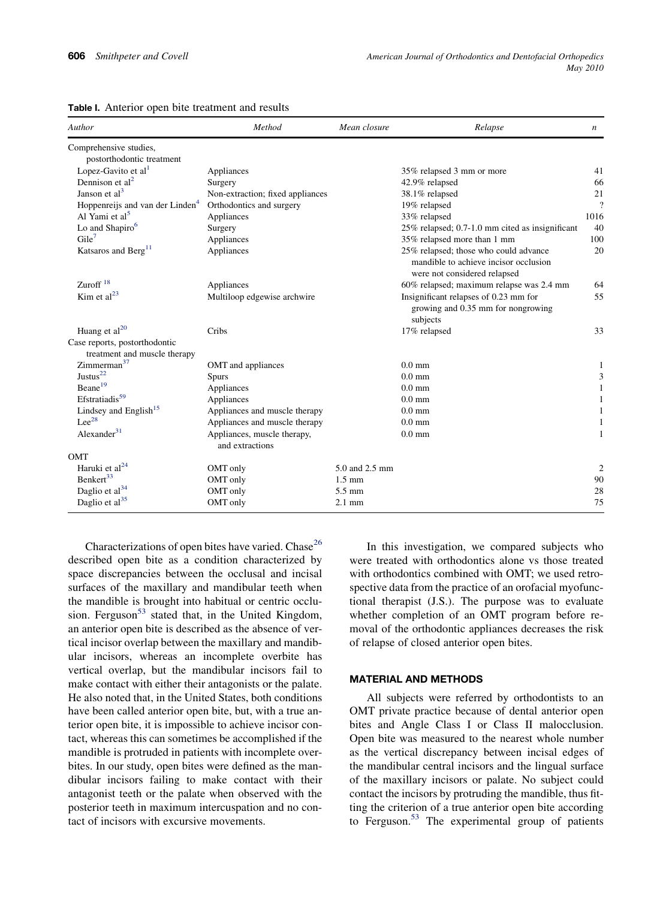**Table I.** Anterior open bite treatment and results

| Author | Method | Mean closure | Relapse | n |
|---|---|---|---|---|
| Comprehensive studies, postorthodontic treatment | | | | |
| Lopez-Gavito et al[1] | Appliances | | 35% relapsed 3 mm or more | 41 |
| Dennison et al[2] | Surgery | | 42.9% relapsed | 66 |
| Janson et al[3] | Non-extraction; fixed appliances | | 38.1% relapsed | 21 |
| Hoppenreijs and van der Linden[4] | Orthodontics and surgery | | 19% relapsed | ? |
| Al Yami et al[5] | Appliances | | 33% relapsed | 1016 |
| Lo and Shapiro[6] | Surgery | | 25% relapsed; 0.7-1.0 mm cited as insignificant | 40 |
| Gile[7] | Appliances | | 35% relapsed more than 1 mm | 100 |
| Katsaros and Berg[11] | Appliances | | 25% relapsed; those who could advance mandible to achieve incisor occlusion were not considered relapsed | 20 |
| Zuroff [18] | Appliances | | 60% relapsed; maximum relapse was 2.4 mm | 64 |
| Kim et al[23] | Multiloop edgewise archwire | | Insignificant relapses of 0.23 mm for growing and 0.35 mm for nongrowing subjects | 55 |
| Huang et al[20] | Cribs | | 17% relapsed | 33 |
| Case reports, postorthodontic treatment and muscle therapy | | | | |
| Zimmerman[37] | OMT and appliances | | 0.0 mm | 1 |
| Justus[22] | Spurs | | 0.0 mm | 3 |
| Beane[19] | Appliances | | 0.0 mm | 1 |
| Efstratiadis[59] | Appliances | | 0.0 mm | 1 |
| Lindsey and English[15] | Appliances and muscle therapy | | 0.0 mm | 1 |
| Lee[28] | Appliances and muscle therapy | | 0.0 mm | 1 |
| Alexander[31] | Appliances, muscle therapy, and extractions | | 0.0 mm | 1 |
| OMT | | | | |
| Haruki et al[24] | OMT only | 5.0 and 2.5 mm | | 2 |
| Benkert[33] | OMT only | 1.5 mm | | 90 |
| Daglio et al[34] | OMT only | 5.5 mm | | 28 |
| Daglio et al[35] | OMT only | 2.1 mm | | 75 |

Characterizations of open bites have varied. Chase[26] described open bite as a condition characterized by space discrepancies between the occlusal and incisal surfaces of the maxillary and mandibular teeth when the mandible is brought into habitual or centric occlusion. Ferguson[53] stated that, in the United Kingdom, an anterior open bite is described as the absence of vertical incisor overlap between the maxillary and mandibular incisors, whereas an incomplete overbite has vertical overlap, but the mandibular incisors fail to make contact with either their antagonists or the palate. He also noted that, in the United States, both conditions have been called anterior open bite, but, with a true anterior open bite, it is impossible to achieve incisor contact, whereas this can sometimes be accomplished if the mandible is protruded in patients with incomplete overbites. In our study, open bites were defined as the mandibular incisors failing to make contact with their antagonist teeth or the palate when observed with the posterior teeth in maximum intercuspation and no contact of incisors with excursive movements.

In this investigation, we compared subjects who were treated with orthodontics alone vs those treated with orthodontics combined with OMT; we used retrospective data from the practice of an orofacial myofunctional therapist (J.S.). The purpose was to evaluate whether completion of an OMT program before removal of the orthodontic appliances decreases the risk of relapse of closed anterior open bites.

## MATERIAL AND METHODS

All subjects were referred by orthodontists to an OMT private practice because of dental anterior open bites and Angle Class I or Class II malocclusion. Open bite was measured to the nearest whole number as the vertical discrepancy between incisal edges of the mandibular central incisors and the lingual surface of the maxillary incisors or palate. No subject could contact the incisors by protruding the mandible, thus fitting the criterion of a true anterior open bite according to Ferguson.[53] The experimental group of patients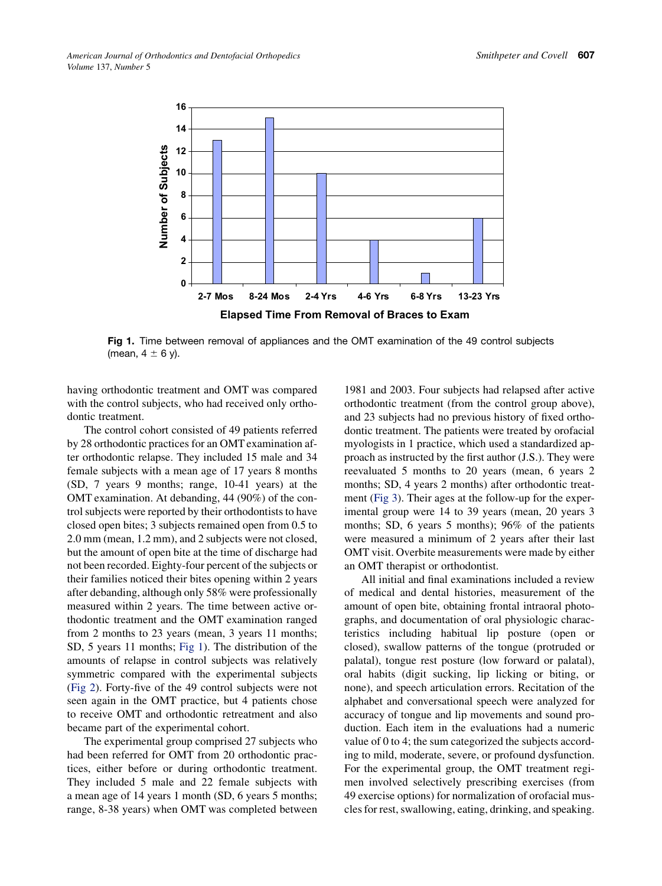Fig 1. Time between removal of appliances and the OMT examination of the 49 control subjects (mean, 4 ± 6 y).

having orthodontic treatment and OMT was compared with the control subjects, who had received only orthodontic treatment.

The control cohort consisted of 49 patients referred by 28 orthodontic practices for an OMT examination after orthodontic relapse. They included 15 male and 34 female subjects with a mean age of 17 years 8 months (SD, 7 years 9 months; range, 10-41 years) at the OMT examination. At debanding, 44 (90%) of the control subjects were reported by their orthodontists to have closed open bites; 3 subjects remained open from 0.5 to 2.0 mm (mean, 1.2 mm), and 2 subjects were not closed, but the amount of open bite at the time of discharge had not been recorded. Eighty-four percent of the subjects or their families noticed their bites opening within 2 years after debanding, although only 58% were professionally measured within 2 years. The time between active orthodontic treatment and the OMT examination ranged from 2 months to 23 years (mean, 3 years 11 months; SD, 5 years 11 months; Fig 1). The distribution of the amounts of relapse in control subjects was relatively symmetric compared with the experimental subjects (Fig 2). Forty-five of the 49 control subjects were not seen again in the OMT practice, but 4 patients chose to receive OMT and orthodontic retreatment and also became part of the experimental cohort.

The experimental group comprised 27 subjects who had been referred for OMT from 20 orthodontic practices, either before or during orthodontic treatment. They included 5 male and 22 female subjects with a mean age of 14 years 1 month (SD, 6 years 5 months; range, 8-38 years) when OMT was completed between 1981 and 2003. Four subjects had relapsed after active orthodontic treatment (from the control group above), and 23 subjects had no previous history of fixed orthodontic treatment. The patients were treated by orofacial myologists in 1 practice, which used a standardized approach as instructed by the first author (J.S.). They were reevaluated 5 months to 20 years (mean, 6 years 2 months; SD, 4 years 2 months) after orthodontic treatment (Fig 3). Their ages at the follow-up for the experimental group were 14 to 39 years (mean, 20 years 3 months; SD, 6 years 5 months); 96% of the patients were measured a minimum of 2 years after their last OMT visit. Overbite measurements were made by either an OMT therapist or orthodontist.

All initial and final examinations included a review of medical and dental histories, measurement of the amount of open bite, obtaining frontal intraoral photographs, and documentation of oral physiologic characteristics including habitual lip posture (open or closed), swallow patterns of the tongue (protruded or palatal), tongue rest posture (low forward or palatal), oral habits (digit sucking, lip licking or biting, or none), and speech articulation errors. Recitation of the alphabet and conversational speech were analyzed for accuracy of tongue and lip movements and sound production. Each item in the evaluations had a numeric value of 0 to 4; the sum categorized the subjects according to mild, moderate, severe, or profound dysfunction. For the experimental group, the OMT treatment regimen involved selectively prescribing exercises (from 49 exercise options) for normalization of orofacial muscles for rest, swallowing, eating, drinking, and speaking.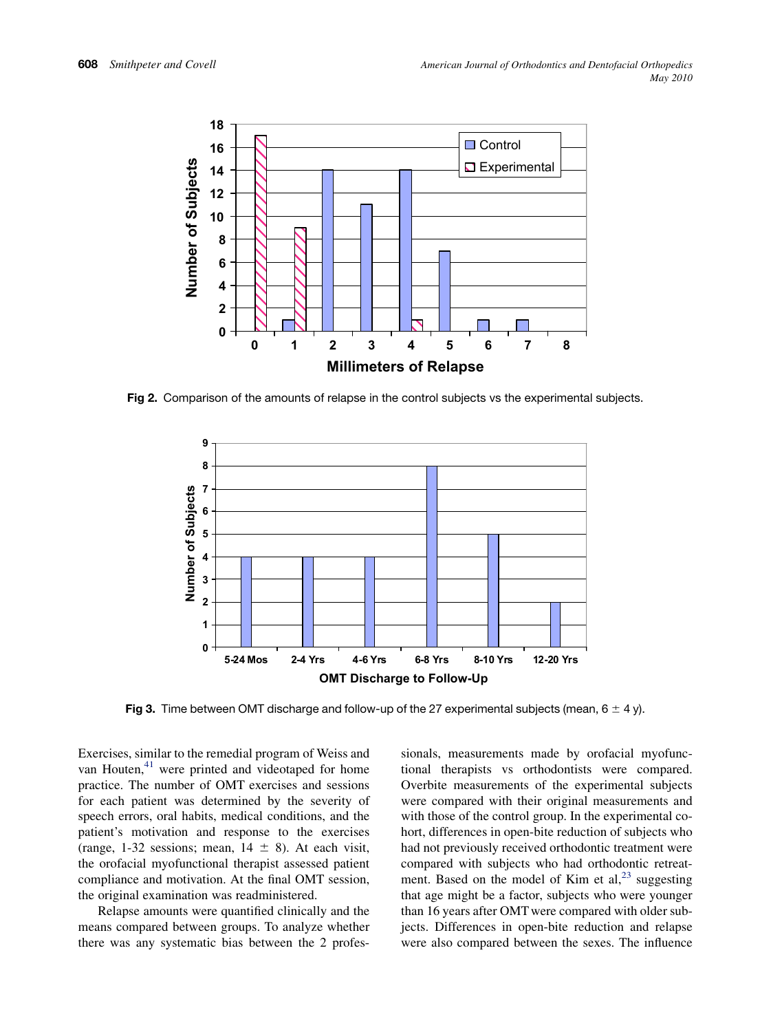Fig 2. Comparison of the amounts of relapse in the control subjects vs the experimental subjects.

Fig 3. Time between OMT discharge and follow-up of the 27 experimental subjects (mean, 6 ± 4 y).

Exercises, similar to the remedial program of Weiss and van Houten,[41] were printed and videotaped for home practice. The number of OMT exercises and sessions for each patient was determined by the severity of speech errors, oral habits, medical conditions, and the patient's motivation and response to the exercises (range, 1-32 sessions; mean, 14 ± 8). At each visit, the orofacial myofunctional therapist assessed patient compliance and motivation. At the final OMT session, the original examination was readministered.

Relapse amounts were quantified clinically and the means compared between groups. To analyze whether there was any systematic bias between the 2 professionals, measurements made by orofacial myofunctional therapists vs orthodontists were compared. Overbite measurements of the experimental subjects were compared with their original measurements and with those of the control group. In the experimental cohort, differences in open-bite reduction of subjects who had not previously received orthodontic treatment were compared with subjects who had orthodontic retreatment. Based on the model of Kim et al,[23] suggesting that age might be a factor, subjects who were younger than 16 years after OMT were compared with older subjects. Differences in open-bite reduction and relapse were also compared between the sexes. The influence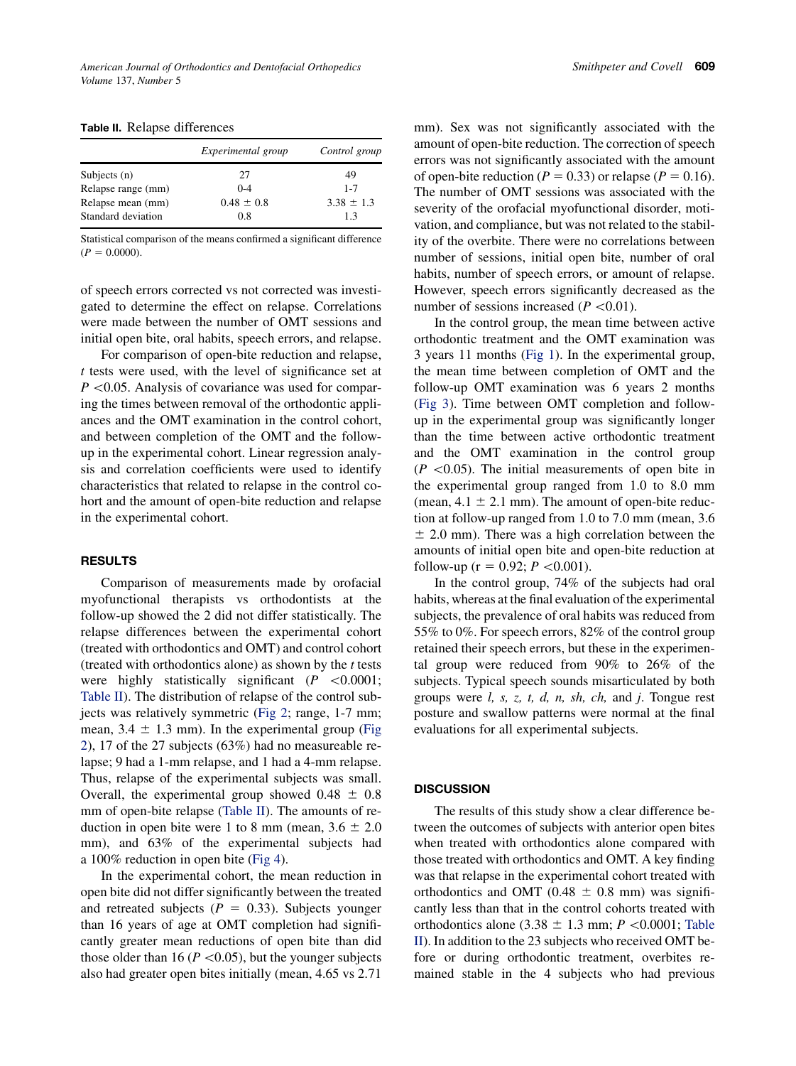**Table II.** Relapse differences

| | *Experimental group* | *Control group* |
|---|---|---|
| Subjects (n) | 27 | 49 |
| Relapse range (mm) | 0-4 | 1-7 |
| Relapse mean (mm) | $0.48 \pm 0.8$ | $3.38 \pm 1.3$ |
| Standard deviation | 0.8 | 1.3 |

Statistical comparison of the means confirmed a significant difference ($P = 0.0000$).

of speech errors corrected vs not corrected was investigated to determine the effect on relapse. Correlations were made between the number of OMT sessions and initial open bite, oral habits, speech errors, and relapse.

For comparison of open-bite reduction and relapse, *t* tests were used, with the level of significance set at $P < 0.05$. Analysis of covariance was used for comparing the times between removal of the orthodontic appliances and the OMT examination in the control cohort, and between completion of the OMT and the follow-up in the experimental cohort. Linear regression analysis and correlation coefficients were used to identify characteristics that related to relapse in the control cohort and the amount of open-bite reduction and relapse in the experimental cohort.

## RESULTS

Comparison of measurements made by orofacial myofunctional therapists vs orthodontists at the follow-up showed the 2 did not differ statistically. The relapse differences between the experimental cohort (treated with orthodontics and OMT) and control cohort (treated with orthodontics alone) as shown by the *t* tests were highly statistically significant ($P < 0.0001$; Table II). The distribution of relapse of the control subjects was relatively symmetric (Fig 2; range, 1-7 mm; mean, $3.4 \pm 1.3$ mm). In the experimental group (Fig 2), 17 of the 27 subjects (63%) had no measureable relapse; 9 had a 1-mm relapse, and 1 had a 4-mm relapse. Thus, relapse of the experimental subjects was small. Overall, the experimental group showed $0.48 \pm 0.8$ mm of open-bite relapse (Table II). The amounts of reduction in open bite were 1 to 8 mm (mean, $3.6 \pm 2.0$ mm), and 63% of the experimental subjects had a 100% reduction in open bite (Fig 4).

In the experimental cohort, the mean reduction in open bite did not differ significantly between the treated and retreated subjects ($P = 0.33$). Subjects younger than 16 years of age at OMT completion had significantly greater mean reductions of open bite than did those older than 16 ($P < 0.05$), but the younger subjects also had greater open bites initially (mean, 4.65 vs 2.71 mm). Sex was not significantly associated with the amount of open-bite reduction. The correction of speech errors was not significantly associated with the amount of open-bite reduction ($P = 0.33$) or relapse ($P = 0.16$). The number of OMT sessions was associated with the severity of the orofacial myofunctional disorder, motivation, and compliance, but was not related to the stability of the overbite. There were no correlations between number of sessions, initial open bite, number of oral habits, number of speech errors, or amount of relapse. However, speech errors significantly decreased as the number of sessions increased ($P < 0.01$).

In the control group, the mean time between active orthodontic treatment and the OMT examination was 3 years 11 months (Fig 1). In the experimental group, the mean time between completion of OMT and the follow-up OMT examination was 6 years 2 months (Fig 3). Time between OMT completion and follow-up in the experimental group was significantly longer than the time between active orthodontic treatment and the OMT examination in the control group ($P < 0.05$). The initial measurements of open bite in the experimental group ranged from 1.0 to 8.0 mm (mean, $4.1 \pm 2.1$ mm). The amount of open-bite reduction at follow-up ranged from 1.0 to 7.0 mm (mean, $3.6 \pm 2.0$ mm). There was a high correlation between the amounts of initial open bite and open-bite reduction at follow-up ($r = 0.92$; $P < 0.001$).

In the control group, 74% of the subjects had oral habits, whereas at the final evaluation of the experimental subjects, the prevalence of oral habits was reduced from 55% to 0%. For speech errors, 82% of the control group retained their speech errors, but these in the experimental group were reduced from 90% to 26% of the subjects. Typical speech sounds misarticulated by both groups were *l, s, z, t, d, n, sh, ch,* and *j*. Tongue rest posture and swallow patterns were normal at the final evaluations for all experimental subjects.

## DISCUSSION

The results of this study show a clear difference between the outcomes of subjects with anterior open bites when treated with orthodontics alone compared with those treated with orthodontics and OMT. A key finding was that relapse in the experimental cohort treated with orthodontics and OMT ($0.48 \pm 0.8$ mm) was significantly less than that in the control cohorts treated with orthodontics alone ($3.38 \pm 1.3$ mm; $P < 0.0001$; Table II). In addition to the 23 subjects who received OMT before or during orthodontic treatment, overbites remained stable in the 4 subjects who had previous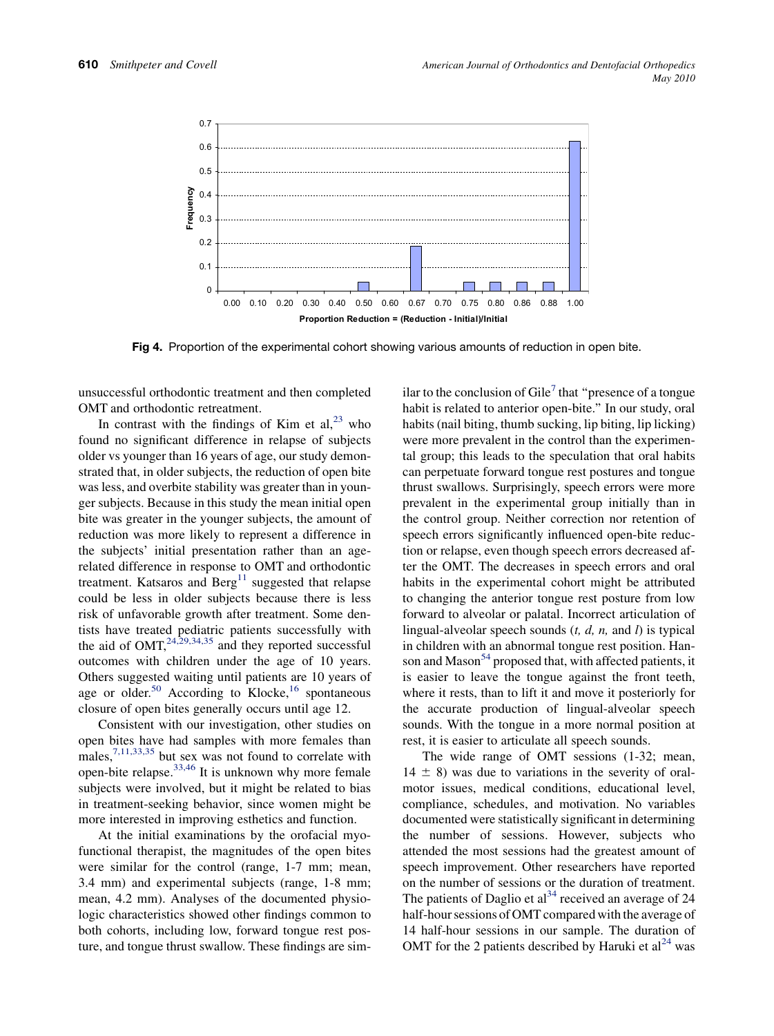Fig 4. Proportion of the experimental cohort showing various amounts of reduction in open bite.

unsuccessful orthodontic treatment and then completed OMT and orthodontic retreatment.

In contrast with the findings of Kim et al,[23] who found no significant difference in relapse of subjects older vs younger than 16 years of age, our study demonstrated that, in older subjects, the reduction of open bite was less, and overbite stability was greater than in younger subjects. Because in this study the mean initial open bite was greater in the younger subjects, the amount of reduction was more likely to represent a difference in the subjects' initial presentation rather than an age-related difference in response to OMT and orthodontic treatment. Katsaros and Berg[11] suggested that relapse could be less in older subjects because there is less risk of unfavorable growth after treatment. Some dentists have treated pediatric patients successfully with the aid of OMT,[24,29,34,35] and they reported successful outcomes with children under the age of 10 years. Others suggested waiting until patients are 10 years of age or older.[50] According to Klocke,[16] spontaneous closure of open bites generally occurs until age 12.

Consistent with our investigation, other studies on open bites have had samples with more females than males,[7,11,33,35] but sex was not found to correlate with open-bite relapse.[33,46] It is unknown why more female subjects were involved, but it might be related to bias in treatment-seeking behavior, since women might be more interested in improving esthetics and function.

At the initial examinations by the orofacial myofunctional therapist, the magnitudes of the open bites were similar for the control (range, 1-7 mm; mean, 3.4 mm) and experimental subjects (range, 1-8 mm; mean, 4.2 mm). Analyses of the documented physiologic characteristics showed other findings common to both cohorts, including low, forward tongue rest posture, and tongue thrust swallow. These findings are similar to the conclusion of Gile[7] that "presence of a tongue habit is related to anterior open-bite." In our study, oral habits (nail biting, thumb sucking, lip biting, lip licking) were more prevalent in the control than the experimental group; this leads to the speculation that oral habits can perpetuate forward tongue rest postures and tongue thrust swallows. Surprisingly, speech errors were more prevalent in the experimental group initially than in the control group. Neither correction nor retention of speech errors significantly influenced open-bite reduction or relapse, even though speech errors decreased after the OMT. The decreases in speech errors and oral habits in the experimental cohort might be attributed to changing the anterior tongue rest posture from low forward to alveolar or palatal. Incorrect articulation of lingual-alveolar speech sounds (*t, d, n,* and *l*) is typical in children with an abnormal tongue rest position. Hanson and Mason[54] proposed that, with affected patients, it is easier to leave the tongue against the front teeth, where it rests, than to lift it and move it posteriorly for the accurate production of lingual-alveolar speech sounds. With the tongue in a more normal position at rest, it is easier to articulate all speech sounds.

The wide range of OMT sessions (1-32; mean, $14 \pm 8$) was due to variations in the severity of oral-motor issues, medical conditions, educational level, compliance, schedules, and motivation. No variables documented were statistically significant in determining the number of sessions. However, subjects who attended the most sessions had the greatest amount of speech improvement. Other researchers have reported on the number of sessions or the duration of treatment. The patients of Daglio et al[34] received an average of 24 half-hour sessions of OMT compared with the average of 14 half-hour sessions in our sample. The duration of OMT for the 2 patients described by Haruki et al[24] was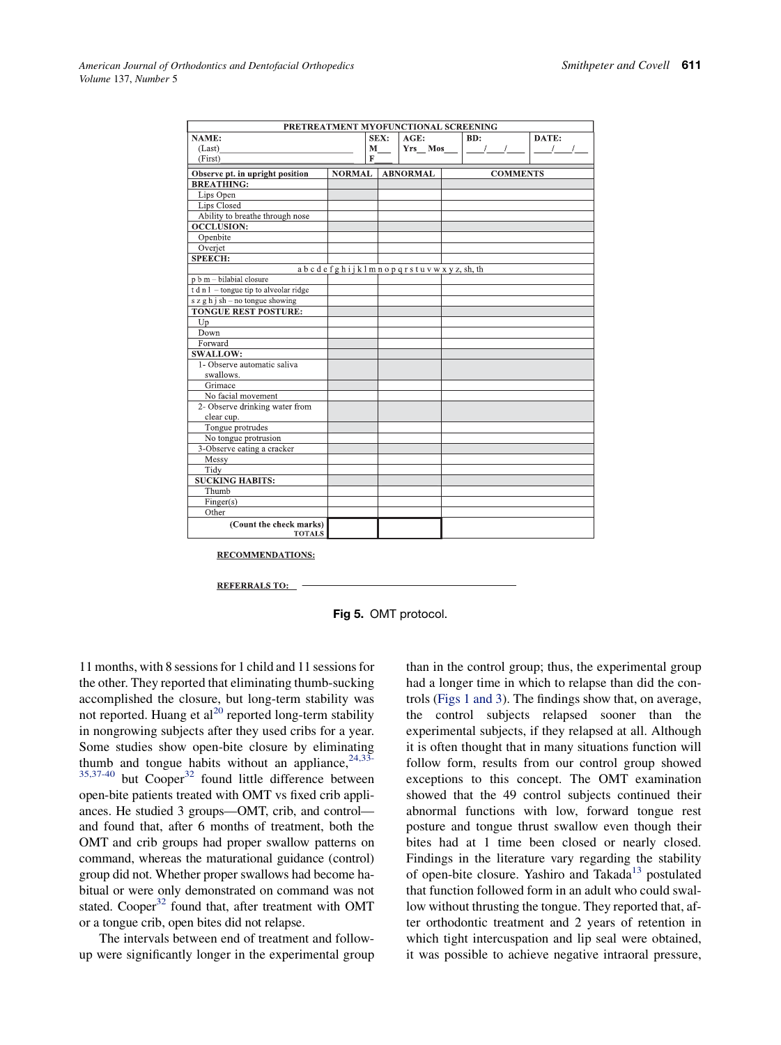| PRETREATMENT MYOFUNCTIONAL SCREENING | | | | | |
|---|---|---|---|---|---|
| NAME: (Last)____ (First)____ | SEX: M___ F___ | AGE: Yrs__ Mos___ | BD: ___/___/___ | DATE: ___/___/___ | |
| **Observe pt. in upright position** | **NORMAL** | **ABNORMAL** | **COMMENTS** | | |
| **BREATHING:** | | | | | |
| Lips Open | | | | | |
| Lips Closed | | | | | |
| Ability to breathe through nose | | | | | |
| **OCCLUSION:** | | | | | |
| Openbite | | | | | |
| Overjet | | | | | |
| **SPEECH:** | | | | | |
| a b c d e f g h i j k l m n o p q r s t u v w x y z, sh, th | | | | | |
| p b m – bilabial closure | | | | | |
| t d n l – tongue tip to alveolar ridge | | | | | |
| s z g h j sh – no tongue showing | | | | | |
| **TONGUE REST POSTURE:** | | | | | |
| Up | | | | | |
| Down | | | | | |
| Forward | | | | | |
| **SWALLOW:** | | | | | |
| 1- Observe automatic saliva swallows. | | | | | |
| Grimace | | | | | |
| No facial movement | | | | | |
| 2- Observe drinking water from clear cup. | | | | | |
| Tongue protrudes | | | | | |
| No tongue protrusion | | | | | |
| 3-Observe eating a cracker | | | | | |
| Messy | | | | | |
| Tidy | | | | | |
| **SUCKING HABITS:** | | | | | |
| Thumb | | | | | |
| Finger(s) | | | | | |
| Other | | | | | |
| **(Count the check marks) TOTALS** | | | | | |

**RECOMMENDATIONS:**

**REFERRALS TO:** ____________________

**Fig 5.** OMT protocol.

11 months, with 8 sessions for 1 child and 11 sessions for the other. They reported that eliminating thumb-sucking accomplished the closure, but long-term stability was not reported. Huang et al[20] reported long-term stability in nongrowing subjects after they used cribs for a year. Some studies show open-bite closure by eliminating thumb and tongue habits without an appliance,[24,33-35,37-40] but Cooper[32] found little difference between open-bite patients treated with OMT vs fixed crib appliances. He studied 3 groups—OMT, crib, and control—and found that, after 6 months of treatment, both the OMT and crib groups had proper swallow patterns on command, whereas the maturational guidance (control) group did not. Whether proper swallows had become habitual or were only demonstrated on command was not stated. Cooper[32] found that, after treatment with OMT or a tongue crib, open bites did not relapse.

The intervals between end of treatment and follow-up were significantly longer in the experimental group than in the control group; thus, the experimental group had a longer time in which to relapse than did the controls (Figs 1 and 3). The findings show that, on average, the control subjects relapsed sooner than the experimental subjects, if they relapsed at all. Although it is often thought that in many situations function will follow form, results from our control group showed exceptions to this concept. The OMT examination showed that the 49 control subjects continued their abnormal functions with low, forward tongue rest posture and tongue thrust swallow even though their bites had at 1 time been closed or nearly closed. Findings in the literature vary regarding the stability of open-bite closure. Yashiro and Takada[13] postulated that function followed form in an adult who could swallow without thrusting the tongue. They reported that, after orthodontic treatment and 2 years of retention in which tight intercuspation and lip seal were obtained, it was possible to achieve negative intraoral pressure,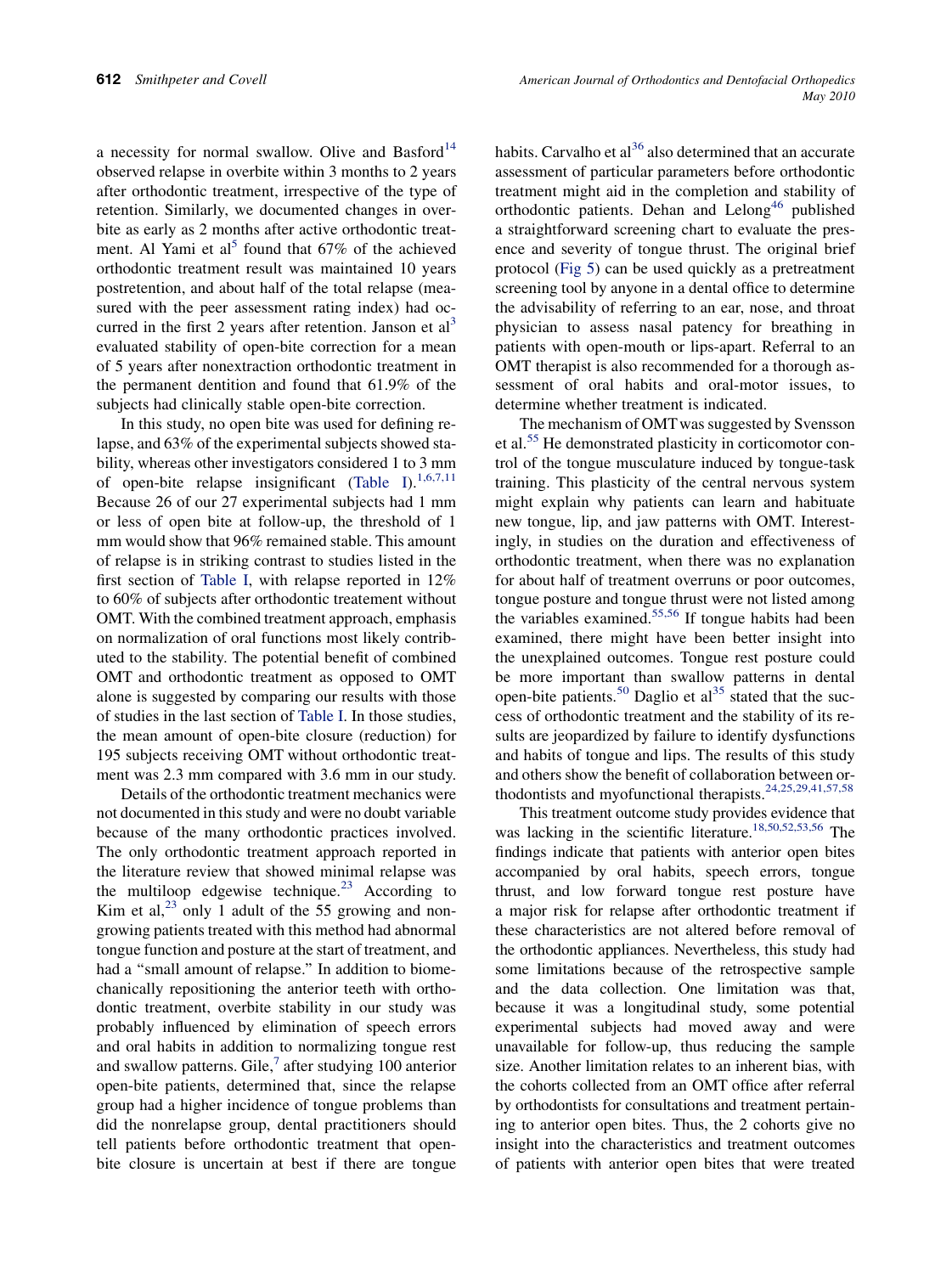a necessity for normal swallow. Olive and Basford[14] observed relapse in overbite within 3 months to 2 years after orthodontic treatment, irrespective of the type of retention. Similarly, we documented changes in overbite as early as 2 months after active orthodontic treatment. Al Yami et al[5] found that 67% of the achieved orthodontic treatment result was maintained 10 years postretention, and about half of the total relapse (measured with the peer assessment rating index) had occurred in the first 2 years after retention. Janson et al[3] evaluated stability of open-bite correction for a mean of 5 years after nonextraction orthodontic treatment in the permanent dentition and found that 61.9% of the subjects had clinically stable open-bite correction.

In this study, no open bite was used for defining relapse, and 63% of the experimental subjects showed stability, whereas other investigators considered 1 to 3 mm of open-bite relapse insignificant (Table I).[1,6,7,11] Because 26 of our 27 experimental subjects had 1 mm or less of open bite at follow-up, the threshold of 1 mm would show that 96% remained stable. This amount of relapse is in striking contrast to studies listed in the first section of Table I, with relapse reported in 12% to 60% of subjects after orthodontic treatement without OMT. With the combined treatment approach, emphasis on normalization of oral functions most likely contributed to the stability. The potential benefit of combined OMT and orthodontic treatment as opposed to OMT alone is suggested by comparing our results with those of studies in the last section of Table I. In those studies, the mean amount of open-bite closure (reduction) for 195 subjects receiving OMT without orthodontic treatment was 2.3 mm compared with 3.6 mm in our study.

Details of the orthodontic treatment mechanics were not documented in this study and were no doubt variable because of the many orthodontic practices involved. The only orthodontic treatment approach reported in the literature review that showed minimal relapse was the multiloop edgewise technique.[23] According to Kim et al,[23] only 1 adult of the 55 growing and nongrowing patients treated with this method had abnormal tongue function and posture at the start of treatment, and had a "small amount of relapse." In addition to biomechanically repositioning the anterior teeth with orthodontic treatment, overbite stability in our study was probably influenced by elimination of speech errors and oral habits in addition to normalizing tongue rest and swallow patterns. Gile,[7] after studying 100 anterior open-bite patients, determined that, since the relapse group had a higher incidence of tongue problems than did the nonrelapse group, dental practitioners should tell patients before orthodontic treatment that open-bite closure is uncertain at best if there are tongue habits. Carvalho et al[36] also determined that an accurate assessment of particular parameters before orthodontic treatment might aid in the completion and stability of orthodontic patients. Dehan and Lelong[46] published a straightforward screening chart to evaluate the presence and severity of tongue thrust. The original brief protocol (Fig 5) can be used quickly as a pretreatment screening tool by anyone in a dental office to determine the advisability of referring to an ear, nose, and throat physician to assess nasal patency for breathing in patients with open-mouth or lips-apart. Referral to an OMT therapist is also recommended for a thorough assessment of oral habits and oral-motor issues, to determine whether treatment is indicated.

The mechanism of OMT was suggested by Svensson et al.[55] He demonstrated plasticity in corticomotor control of the tongue musculature induced by tongue-task training. This plasticity of the central nervous system might explain why patients can learn and habituate new tongue, lip, and jaw patterns with OMT. Interestingly, in studies on the duration and effectiveness of orthodontic treatment, when there was no explanation for about half of treatment overruns or poor outcomes, tongue posture and tongue thrust were not listed among the variables examined.[55,56] If tongue habits had been examined, there might have been better insight into the unexplained outcomes. Tongue rest posture could be more important than swallow patterns in dental open-bite patients.[50] Daglio et al[35] stated that the success of orthodontic treatment and the stability of its results are jeopardized by failure to identify dysfunctions and habits of tongue and lips. The results of this study and others show the benefit of collaboration between orthodontists and myofunctional therapists.[24,25,29,41,57,58]

This treatment outcome study provides evidence that was lacking in the scientific literature.[18,50,52,53,56] The findings indicate that patients with anterior open bites accompanied by oral habits, speech errors, tongue thrust, and low forward tongue rest posture have a major risk for relapse after orthodontic treatment if these characteristics are not altered before removal of the orthodontic appliances. Nevertheless, this study had some limitations because of the retrospective sample and the data collection. One limitation was that, because it was a longitudinal study, some potential experimental subjects had moved away and were unavailable for follow-up, thus reducing the sample size. Another limitation relates to an inherent bias, with the cohorts collected from an OMT office after referral by orthodontists for consultations and treatment pertaining to anterior open bites. Thus, the 2 cohorts give no insight into the characteristics and treatment outcomes of patients with anterior open bites that were treated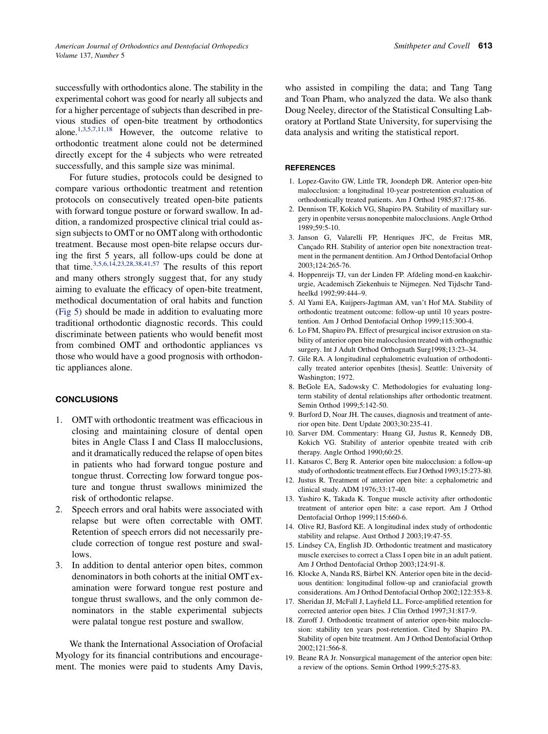successfully with orthodontics alone. The stability in the experimental cohort was good for nearly all subjects and for a higher percentage of subjects than described in previous studies of open-bite treatment by orthodontics alone.[1,3,5,7,11,18] However, the outcome relative to orthodontic treatment alone could not be determined directly except for the 4 subjects who were retreated successfully, and this sample size was minimal.

For future studies, protocols could be designed to compare various orthodontic treatment and retention protocols on consecutively treated open-bite patients with forward tongue posture or forward swallow. In addition, a randomized prospective clinical trial could assign subjects to OMT or no OMT along with orthodontic treatment. Because most open-bite relapse occurs during the first 5 years, all follow-ups could be done at that time.[3,5,6,14,23,28,38,41,57] The results of this report and many others strongly suggest that, for any study aiming to evaluate the efficacy of open-bite treatment, methodical documentation of oral habits and function (Fig 5) should be made in addition to evaluating more traditional orthodontic diagnostic records. This could discriminate between patients who would benefit most from combined OMT and orthodontic appliances vs those who would have a good prognosis with orthodontic appliances alone.

## CONCLUSIONS

1. OMT with orthodontic treatment was efficacious in closing and maintaining closure of dental open bites in Angle Class I and Class II malocclusions, and it dramatically reduced the relapse of open bites in patients who had forward tongue posture and tongue thrust. Correcting low forward tongue posture and tongue thrust swallows minimized the risk of orthodontic relapse.
2. Speech errors and oral habits were associated with relapse but were often correctable with OMT. Retention of speech errors did not necessarily preclude correction of tongue rest posture and swallows.
3. In addition to dental anterior open bites, common denominators in both cohorts at the initial OMT examination were forward tongue rest posture and tongue thrust swallows, and the only common denominators in the stable experimental subjects were palatal tongue rest posture and swallow.

We thank the International Association of Orofacial Myology for its financial contributions and encouragement. The monies were paid to students Amy Davis, who assisted in compiling the data; and Tang Tang and Toan Pham, who analyzed the data. We also thank Doug Neeley, director of the Statistical Consulting Laboratory at Portland State University, for supervising the data analysis and writing the statistical report.

## REFERENCES

1. Lopez-Gavito GW, Little TR, Joondeph DR. Anterior open-bite malocclusion: a longitudinal 10-year postretention evaluation of orthodontically treated patients. Am J Orthod 1985;87:175-86.
2. Dennison TF, Kokich VG, Shapiro PA. Stability of maxillary surgery in openbite versus nonopenbite malocclusions. Angle Orthod 1989;59:5-10.
3. Janson G, Valarelli FP, Henriques JFC, de Freitas MR, Cançado RH. Stability of anterior open bite nonextraction treatment in the permanent dentition. Am J Orthod Dentofacial Orthop 2003;124:265-76.
4. Hoppenreijs TJ, van der Linden FP. Afdeling mond-en kaakchirurgie, Academisch Ziekenhuis te Nijmegen. Ned Tijdschr Tandheelkd 1992;99:444–9.
5. Al Yami EA, Kuijpers-Jagtman AM, van't Hof MA. Stability of orthodontic treatment outcome: follow-up until 10 years postretention. Am J Orthod Dentofacial Orthop 1999;115:300-4.
6. Lo FM, Shapiro PA. Effect of presurgical incisor extrusion on stability of anterior open bite malocclusion treated with orthognathic surgery. Int J Adult Orthod Orthognath Surg1998;13:23–34.
7. Gile RA. A longitudinal cephalometric evaluation of orthodontically treated anterior openbites [thesis]. Seattle: University of Washington; 1972.
8. BeGole EA, Sadowsky C. Methodologies for evaluating long-term stability of dental relationships after orthodontic treatment. Semin Orthod 1999;5:142-50.
9. Burford D, Noar JH. The causes, diagnosis and treatment of anterior open bite. Dent Update 2003;30:235-41.
10. Sarver DM. Commentary: Huang GJ, Justus R, Kennedy DB, Kokich VG. Stability of anterior openbite treated with crib therapy. Angle Orthod 1990;60:25.
11. Katsaros C, Berg R. Anterior open bite malocclusion: a follow-up study of orthodontic treatment effects. Eur J Orthod 1993;15:273-80.
12. Justus R. Treatment of anterior open bite: a cephalometric and clinical study. ADM 1976;33:17-40.
13. Yashiro K, Takada K. Tongue muscle activity after orthodontic treatment of anterior open bite: a case report. Am J Orthod Dentofacial Orthop 1999;115:660-6.
14. Olive RJ, Basford KE. A longitudinal index study of orthodontic stability and relapse. Aust Orthod J 2003;19:47-55.
15. Lindsey CA, English JD. Orthodontic treatment and masticatory muscle exercises to correct a Class I open bite in an adult patient. Am J Orthod Dentofacial Orthop 2003;124:91-8.
16. Klocke A, Nanda RS, Bärbel KN. Anterior open bite in the deciduous dentition: longitudinal follow-up and craniofacial growth considerations. Am J Orthod Dentofacial Orthop 2002;122:353-8.
17. Sheridan JJ, McFall J, Layfield LL. Force-amplified retention for corrected anterior open bites. J Clin Orthod 1997;31:817-9.
18. Zuroff J. Orthodontic treatment of anterior open-bite malocclusion: stability ten years post-retention. Cited by Shapiro PA. Stability of open bite treatment. Am J Orthod Dentofacial Orthop 2002;121:566-8.
19. Beane RA Jr. Nonsurgical management of the anterior open bite: a review of the options. Semin Orthod 1999;5:275-83.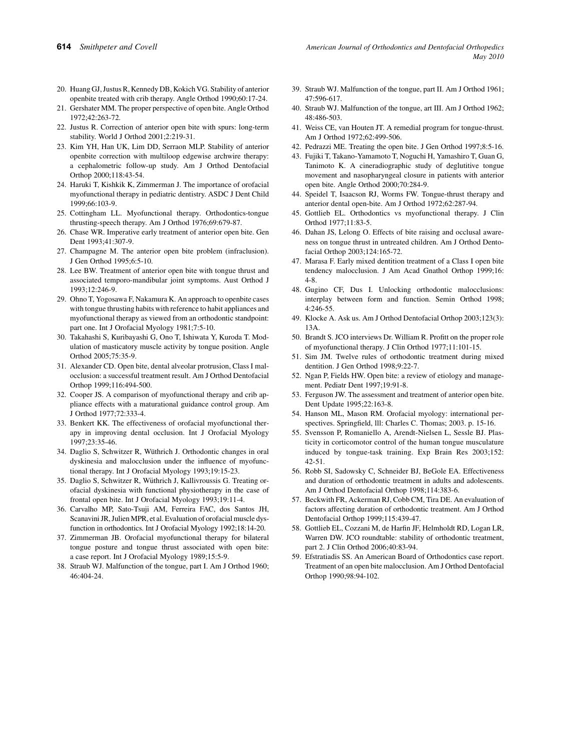20. Huang GJ, Justus R, Kennedy DB, Kokich VG. Stability of anterior openbite treated with crib therapy. Angle Orthod 1990;60:17-24.
21. Gershater MM. The proper perspective of open bite. Angle Orthod 1972;42:263-72.
22. Justus R. Correction of anterior open bite with spurs: long-term stability. World J Orthod 2001;2:219-31.
23. Kim YH, Han UK, Lim DD, Serraon MLP. Stability of anterior openbite correction with multiloop edgewise archwire therapy: a cephalometric follow-up study. Am J Orthod Dentofacial Orthop 2000;118:43-54.
24. Haruki T, Kishkik K, Zimmerman J. The importance of orofacial myofunctional therapy in pediatric dentistry. ASDC J Dent Child 1999;66:103-9.
25. Cottingham LL. Myofunctional therapy. Orthodontics-tongue thrusting-speech therapy. Am J Orthod 1976;69:679-87.
26. Chase WR. Imperative early treatment of anterior open bite. Gen Dent 1993;41:307-9.
27. Champagne M. The anterior open bite problem (infraclusion). J Gen Orthod 1995;6:5-10.
28. Lee BW. Treatment of anterior open bite with tongue thrust and associated temporo-mandibular joint symptoms. Aust Orthod J 1993;12:246-9.
29. Ohno T, Yogosawa F, Nakamura K. An approach to openbite cases with tongue thrusting habits with reference to habit appliances and myofunctional therapy as viewed from an orthodontic standpoint: part one. Int J Orofacial Myology 1981;7:5-10.
30. Takahashi S, Kuribayashi G, Ono T, Ishiwata Y, Kuroda T. Modulation of masticatory muscle activity by tongue position. Angle Orthod 2005;75:35-9.
31. Alexander CD. Open bite, dental alveolar protrusion, Class I malocclusion: a successful treatment result. Am J Orthod Dentofacial Orthop 1999;116:494-500.
32. Cooper JS. A comparison of myofunctional therapy and crib appliance effects with a maturational guidance control group. Am J Orthod 1977;72:333-4.
33. Benkert KK. The effectiveness of orofacial myofunctional therapy in improving dental occlusion. Int J Orofacial Myology 1997;23:35-46.
34. Daglio S, Schwitzer R, Wüthrich J. Orthodontic changes in oral dyskinesia and malocclusion under the influence of myofunctional therapy. Int J Orofacial Myology 1993;19:15-23.
35. Daglio S, Schwitzer R, Wüthrich J, Kallivroussis G. Treating orofacial dyskinesia with functional physiotherapy in the case of frontal open bite. Int J Orofacial Myology 1993;19:11-4.
36. Carvalho MP, Sato-Tsuji AM, Ferreira FAC, dos Santos JH, Scanavini JR, Julien MPR, et al. Evaluation of orofacial muscle dysfunction in orthodontics. Int J Orofacial Myology 1992;18:14-20.
37. Zimmerman JB. Orofacial myofunctional therapy for bilateral tongue posture and tongue thrust associated with open bite: a case report. Int J Orofacial Myology 1989;15:5-9.
38. Straub WJ. Malfunction of the tongue, part I. Am J Orthod 1960; 46:404-24.
39. Straub WJ. Malfunction of the tongue, part II. Am J Orthod 1961; 47:596-617.
40. Straub WJ. Malfunction of the tongue, art III. Am J Orthod 1962; 48:486-503.
41. Weiss CE, van Houten JT. A remedial program for tongue-thrust. Am J Orthod 1972;62:499-506.
42. Pedrazzi ME. Treating the open bite. J Gen Orthod 1997;8:5-16.
43. Fujiki T, Takano-Yamamoto T, Noguchi H, Yamashiro T, Guan G, Tanimoto K. A cineradiographic study of deglutitive tongue movement and nasopharyngeal closure in patients with anterior open bite. Angle Orthod 2000;70:284-9.
44. Speidel T, Isaacson RJ, Worms FW. Tongue-thrust therapy and anterior dental open-bite. Am J Orthod 1972;62:287-94.
45. Gottlieb EL. Orthodontics vs myofunctional therapy. J Clin Orthod 1977;11:83-5.
46. Dahan JS, Lelong O. Effects of bite raising and occlusal awareness on tongue thrust in untreated children. Am J Orthod Dentofacial Orthop 2003;124:165-72.
47. Marasa F. Early mixed dentition treatment of a Class I open bite tendency malocclusion. J Am Acad Gnathol Orthop 1999;16: 4-8.
48. Gugino CF, Dus I. Unlocking orthodontic malocclusions: interplay between form and function. Semin Orthod 1998; 4:246-55.
49. Klocke A. Ask us. Am J Orthod Dentofacial Orthop 2003;123(3): 13A.
50. Brandt S. JCO interviews Dr. William R. Profitt on the proper role of myofunctional therapy. J Clin Orthod 1977;11:101-15.
51. Sim JM. Twelve rules of orthodontic treatment during mixed dentition. J Gen Orthod 1998;9:22-7.
52. Ngan P, Fields HW. Open bite: a review of etiology and management. Pediatr Dent 1997;19:91-8.
53. Ferguson JW. The assessment and treatment of anterior open bite. Dent Update 1995;22:163-8.
54. Hanson ML, Mason RM. Orofacial myology: international perspectives. Springfield, lll: Charles C. Thomas; 2003. p. 15-16.
55. Svensson P, Romaniello A, Arendt-Nielsen L, Sessle BJ. Plasticity in corticomotor control of the human tongue musculature induced by tongue-task training. Exp Brain Res 2003;152: 42-51.
56. Robb SI, Sadowsky C, Schneider BJ, BeGole EA. Effectiveness and duration of orthodontic treatment in adults and adolescents. Am J Orthod Dentofacial Orthop 1998;114:383-6.
57. Beckwith FR, Ackerman RJ, Cobb CM, Tira DE. An evaluation of factors affecting duration of orthodontic treatment. Am J Orthod Dentofacial Orthop 1999;115:439-47.
58. Gottlieb EL, Cozzani M, de Harfin JF, Helmholdt RD, Logan LR, Warren DW. JCO roundtable: stability of orthodontic treatment, part 2. J Clin Orthod 2006;40:83-94.
59. Efstratiadis SS. An American Board of Orthodontics case report. Treatment of an open bite malocclusion. Am J Orthod Dentofacial Orthop 1990;98:94-102.